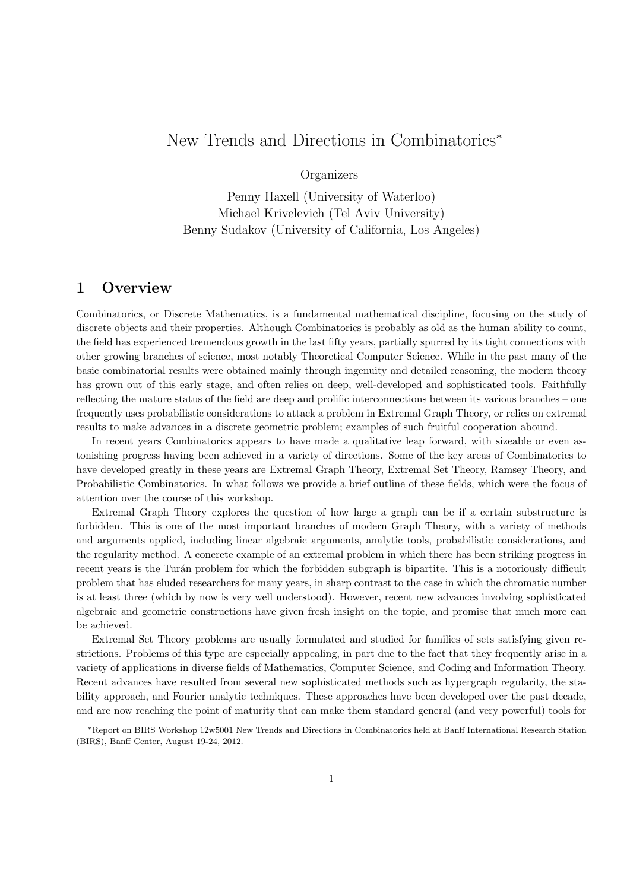# New Trends and Directions in Combinatorics*

Organizers

Penny Haxell (University of Waterloo)
Michael Krivelevich (Tel Aviv University)
Benny Sudakov (University of California, Los Angeles)

## 1 Overview

Combinatorics, or Discrete Mathematics, is a fundamental mathematical discipline, focusing on the study of discrete objects and their properties. Although Combinatorics is probably as old as the human ability to count, the field has experienced tremendous growth in the last fifty years, partially spurred by its tight connections with other growing branches of science, most notably Theoretical Computer Science. While in the past many of the basic combinatorial results were obtained mainly through ingenuity and detailed reasoning, the modern theory has grown out of this early stage, and often relies on deep, well-developed and sophisticated tools. Faithfully reflecting the mature status of the field are deep and prolific interconnections between its various branches – one frequently uses probabilistic considerations to attack a problem in Extremal Graph Theory, or relies on extremal results to make advances in a discrete geometric problem; examples of such fruitful cooperation abound.

In recent years Combinatorics appears to have made a qualitative leap forward, with sizeable or even astonishing progress having been achieved in a variety of directions. Some of the key areas of Combinatorics to have developed greatly in these years are Extremal Graph Theory, Extremal Set Theory, Ramsey Theory, and Probabilistic Combinatorics. In what follows we provide a brief outline of these fields, which were the focus of attention over the course of this workshop.

Extremal Graph Theory explores the question of how large a graph can be if a certain substructure is forbidden. This is one of the most important branches of modern Graph Theory, with a variety of methods and arguments applied, including linear algebraic arguments, analytic tools, probabilistic considerations, and the regularity method. A concrete example of an extremal problem in which there has been striking progress in recent years is the Turán problem for which the forbidden subgraph is bipartite. This is a notoriously difficult problem that has eluded researchers for many years, in sharp contrast to the case in which the chromatic number is at least three (which by now is very well understood). However, recent new advances involving sophisticated algebraic and geometric constructions have given fresh insight on the topic, and promise that much more can be achieved.

Extremal Set Theory problems are usually formulated and studied for families of sets satisfying given restrictions. Problems of this type are especially appealing, in part due to the fact that they frequently arise in a variety of applications in diverse fields of Mathematics, Computer Science, and Coding and Information Theory. Recent advances have resulted from several new sophisticated methods such as hypergraph regularity, the stability approach, and Fourier analytic techniques. These approaches have been developed over the past decade, and are now reaching the point of maturity that can make them standard general (and very powerful) tools for

*Report on BIRS Workshop 12w5001 New Trends and Directions in Combinatorics held at Banff International Research Station (BIRS), Banff Center, August 19-24, 2012.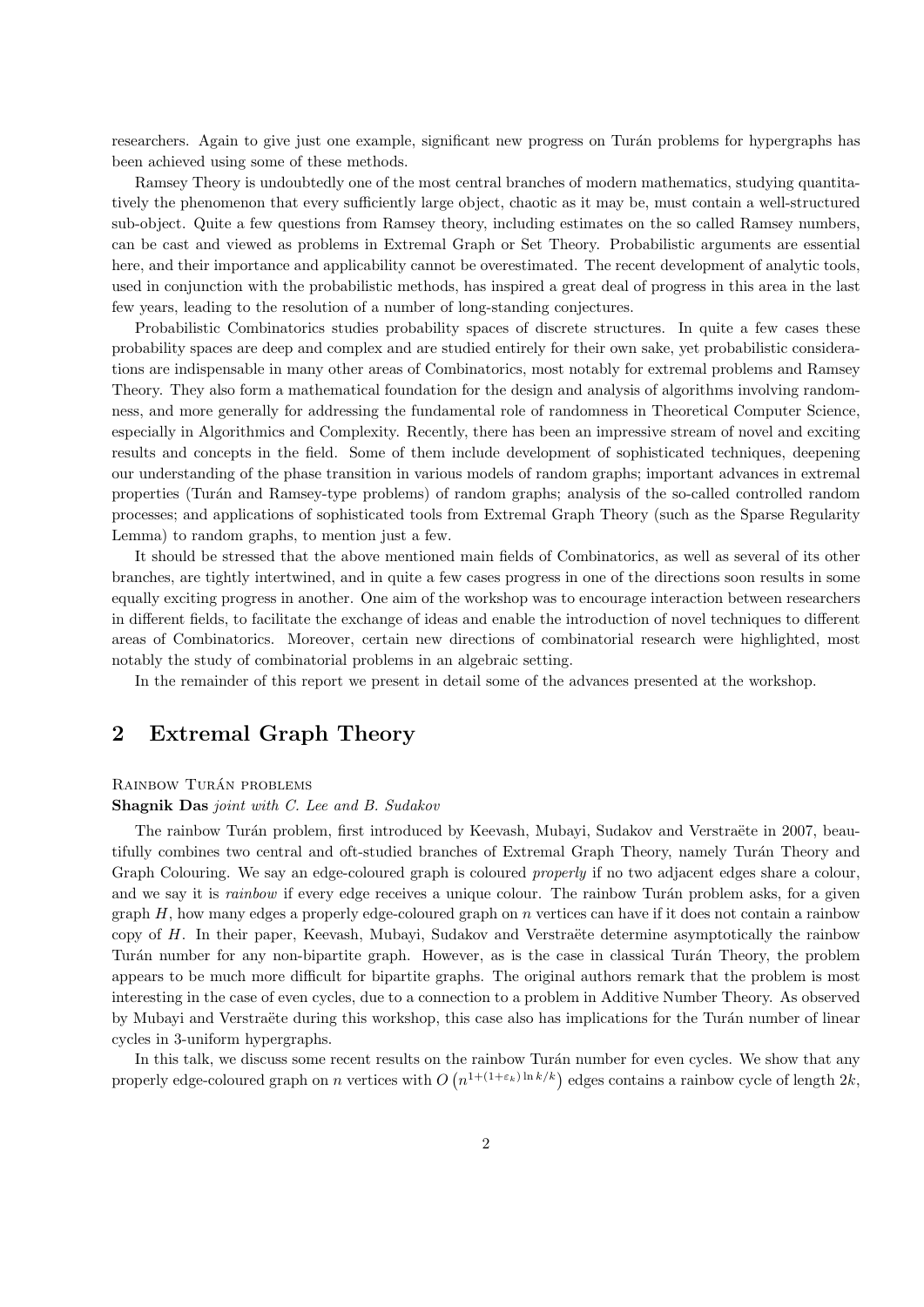researchers. Again to give just one example, significant new progress on Turán problems for hypergraphs has been achieved using some of these methods.

Ramsey Theory is undoubtedly one of the most central branches of modern mathematics, studying quantitatively the phenomenon that every sufficiently large object, chaotic as it may be, must contain a well-structured sub-object. Quite a few questions from Ramsey theory, including estimates on the so called Ramsey numbers, can be cast and viewed as problems in Extremal Graph or Set Theory. Probabilistic arguments are essential here, and their importance and applicability cannot be overestimated. The recent development of analytic tools, used in conjunction with the probabilistic methods, has inspired a great deal of progress in this area in the last few years, leading to the resolution of a number of long-standing conjectures.

Probabilistic Combinatorics studies probability spaces of discrete structures. In quite a few cases these probability spaces are deep and complex and are studied entirely for their own sake, yet probabilistic considerations are indispensable in many other areas of Combinatorics, most notably for extremal problems and Ramsey Theory. They also form a mathematical foundation for the design and analysis of algorithms involving randomness, and more generally for addressing the fundamental role of randomness in Theoretical Computer Science, especially in Algorithmics and Complexity. Recently, there has been an impressive stream of novel and exciting results and concepts in the field. Some of them include development of sophisticated techniques, deepening our understanding of the phase transition in various models of random graphs; important advances in extremal properties (Turán and Ramsey-type problems) of random graphs; analysis of the so-called controlled random processes; and applications of sophisticated tools from Extremal Graph Theory (such as the Sparse Regularity Lemma) to random graphs, to mention just a few.

It should be stressed that the above mentioned main fields of Combinatorics, as well as several of its other branches, are tightly intertwined, and in quite a few cases progress in one of the directions soon results in some equally exciting progress in another. One aim of the workshop was to encourage interaction between researchers in different fields, to facilitate the exchange of ideas and enable the introduction of novel techniques to different areas of Combinatorics. Moreover, certain new directions of combinatorial research were highlighted, most notably the study of combinatorial problems in an algebraic setting.

In the remainder of this report we present in detail some of the advances presented at the workshop.

## 2 Extremal Graph Theory

RAINBOW TURÁN PROBLEMS

**Shagnik Das** *joint with C. Lee and B. Sudakov*

The rainbow Turán problem, first introduced by Keevash, Mubayi, Sudakov and Verstraëte in 2007, beautifully combines two central and oft-studied branches of Extremal Graph Theory, namely Turán Theory and Graph Colouring. We say an edge-coloured graph is coloured *properly* if no two adjacent edges share a colour, and we say it is *rainbow* if every edge receives a unique colour. The rainbow Turán problem asks, for a given graph $H$, how many edges a properly edge-coloured graph on $n$ vertices can have if it does not contain a rainbow copy of $H$. In their paper, Keevash, Mubayi, Sudakov and Verstraëte determine asymptotically the rainbow Turán number for any non-bipartite graph. However, as is the case in classical Turán Theory, the problem appears to be much more difficult for bipartite graphs. The original authors remark that the problem is most interesting in the case of even cycles, due to a connection to a problem in Additive Number Theory. As observed by Mubayi and Verstraëte during this workshop, this case also has implications for the Turán number of linear cycles in 3-uniform hypergraphs.

In this talk, we discuss some recent results on the rainbow Turán number for even cycles. We show that any properly edge-coloured graph on $n$ vertices with $O\left(n^{1+(1+\varepsilon_k)\ln k/k}\right)$ edges contains a rainbow cycle of length $2k$,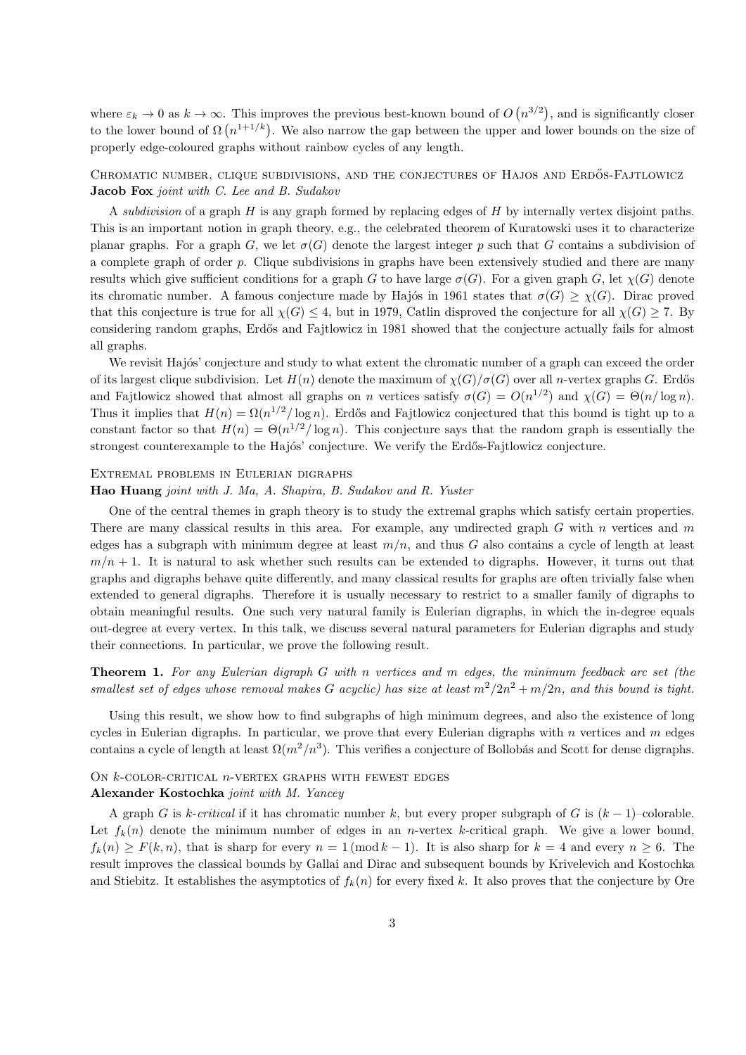where $\varepsilon_k \to 0$ as $k \to \infty$. This improves the previous best-known bound of $O\left(n^{3/2}\right)$, and is significantly closer to the lower bound of $\Omega\left(n^{1+1/k}\right)$. We also narrow the gap between the upper and lower bounds on the size of properly edge-coloured graphs without rainbow cycles of any length.

### Chromatic number, clique subdivisions, and the conjectures of Hajos and Erdős-Fajtlowicz

**Jacob Fox** *joint with C. Lee and B. Sudakov*

A *subdivision* of a graph $H$ is any graph formed by replacing edges of $H$ by internally vertex disjoint paths. This is an important notion in graph theory, e.g., the celebrated theorem of Kuratowski uses it to characterize planar graphs. For a graph $G$, we let $\sigma(G)$ denote the largest integer $p$ such that $G$ contains a subdivision of a complete graph of order $p$. Clique subdivisions in graphs have been extensively studied and there are many results which give sufficient conditions for a graph $G$ to have large $\sigma(G)$. For a given graph $G$, let $\chi(G)$ denote its chromatic number. A famous conjecture made by Hajós in 1961 states that $\sigma(G) \geq \chi(G)$. Dirac proved that this conjecture is true for all $\chi(G) \leq 4$, but in 1979, Catlin disproved the conjecture for all $\chi(G) \geq 7$. By considering random graphs, Erdős and Fajtlowicz in 1981 showed that the conjecture actually fails for almost all graphs.

We revisit Hajós' conjecture and study to what extent the chromatic number of a graph can exceed the order of its largest clique subdivision. Let $H(n)$ denote the maximum of $\chi(G)/\sigma(G)$ over all $n$-vertex graphs $G$. Erdős and Fajtlowicz showed that almost all graphs on $n$ vertices satisfy $\sigma(G) = O(n^{1/2})$ and $\chi(G) = \Theta(n/\log n)$. Thus it implies that $H(n) = \Omega(n^{1/2}/\log n)$. Erdős and Fajtlowicz conjectured that this bound is tight up to a constant factor so that $H(n) = \Theta(n^{1/2}/\log n)$. This conjecture says that the random graph is essentially the strongest counterexample to the Hajós' conjecture. We verify the Erdős-Fajtlowicz conjecture.

### Extremal problems in Eulerian digraphs

**Hao Huang** *joint with J. Ma, A. Shapira, B. Sudakov and R. Yuster*

One of the central themes in graph theory is to study the extremal graphs which satisfy certain properties. There are many classical results in this area. For example, any undirected graph $G$ with $n$ vertices and $m$ edges has a subgraph with minimum degree at least $m/n$, and thus $G$ also contains a cycle of length at least $m/n + 1$. It is natural to ask whether such results can be extended to digraphs. However, it turns out that graphs and digraphs behave quite differently, and many classical results for graphs are often trivially false when extended to general digraphs. Therefore it is usually necessary to restrict to a smaller family of digraphs to obtain meaningful results. One such very natural family is Eulerian digraphs, in which the in-degree equals out-degree at every vertex. In this talk, we discuss several natural parameters for Eulerian digraphs and study their connections. In particular, we prove the following result.

**Theorem 1.** *For any Eulerian digraph $G$ with $n$ vertices and $m$ edges, the minimum feedback arc set (the smallest set of edges whose removal makes $G$ acyclic) has size at least $m^2/2n^2 + m/2n$, and this bound is tight.*

Using this result, we show how to find subgraphs of high minimum degrees, and also the existence of long cycles in Eulerian digraphs. In particular, we prove that every Eulerian digraph with $n$ vertices and $m$ edges contains a cycle of length at least $\Omega(m^2/n^3)$. This verifies a conjecture of Bollobás and Scott for dense digraphs.

### On $k$-color-critical $n$-vertex graphs with fewest edges

**Alexander Kostochka** *joint with M. Yancey*

A graph $G$ is *$k$-critical* if it has chromatic number $k$, but every proper subgraph of $G$ is $(k-1)$–colorable. Let $f_k(n)$ denote the minimum number of edges in an $n$-vertex $k$-critical graph. We give a lower bound, $f_k(n) \geq F(k, n)$, that is sharp for every $n = 1 \,(\mathrm{mod}\, k-1)$. It is also sharp for $k = 4$ and every $n \geq 6$. The result improves the classical bounds by Gallai and Dirac and subsequent bounds by Krivelevich and Kostochka and Stiebitz. It establishes the asymptotics of $f_k(n)$ for every fixed $k$. It also proves that the conjecture by Ore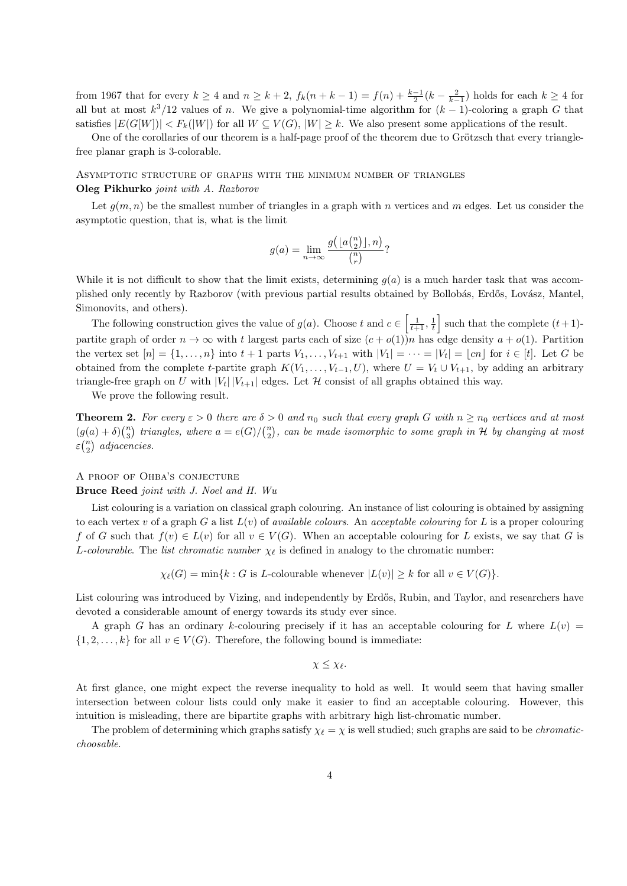from 1967 that for every $k \geq 4$ and $n \geq k+2$, $f_k(n+k-1) = f(n) + \frac{k-1}{2}(k - \frac{2}{k-1})$ holds for each $k \geq 4$ for all but at most $k^3/12$ values of $n$. We give a polynomial-time algorithm for $(k-1)$-coloring a graph $G$ that satisfies $|E(G[W])| < F_k(|W|)$ for all $W \subseteq V(G)$, $|W| \geq k$. We also present some applications of the result.

One of the corollaries of our theorem is a half-page proof of the theorem due to Grötzsch that every triangle-free planar graph is 3-colorable.

### Asymptotic structure of graphs with the minimum number of triangles

**Oleg Pikhurko** *joint with A. Razborov*

Let $g(m,n)$ be the smallest number of triangles in a graph with $n$ vertices and $m$ edges. Let us consider the asymptotic question, that is, what is the limit

$$g(a) = \lim_{n\to\infty} \frac{g\big(\lfloor a\binom{n}{2}\rfloor, n\big)}{\binom{n}{r}}?$$

While it is not difficult to show that the limit exists, determining $g(a)$ is a much harder task that was accomplished only recently by Razborov (with previous partial results obtained by Bollobás, Erdős, Lovász, Mantel, Simonovits, and others).

The following construction gives the value of $g(a)$. Choose $t$ and $c \in \left[\frac{1}{t+1}, \frac{1}{t}\right]$ such that the complete $(t+1)$-partite graph of order $n \to \infty$ with $t$ largest parts each of size $(c+o(1))n$ has edge density $a + o(1)$. Partition the vertex set $[n] = \{1, \ldots, n\}$ into $t+1$ parts $V_1, \ldots, V_{t+1}$ with $|V_1| = \cdots = |V_t| = \lfloor cn \rfloor$ for $i \in [t]$. Let $G$ be obtained from the complete $t$-partite graph $K(V_1, \ldots, V_{t-1}, U)$, where $U = V_t \cup V_{t+1}$, by adding an arbitrary triangle-free graph on $U$ with $|V_t|\,|V_{t+1}|$ edges. Let $\mathcal{H}$ consist of all graphs obtained this way.

We prove the following result.

**Theorem 2.** *For every $\varepsilon > 0$ there are $\delta > 0$ and $n_0$ such that every graph $G$ with $n \geq n_0$ vertices and at most $(g(a)+\delta)\binom{n}{3}$ triangles, where $a = e(G)/\binom{n}{2}$, can be made isomorphic to some graph in $\mathcal{H}$ by changing at most $\varepsilon\binom{n}{2}$ adjacencies.*

### A proof of Ohba's conjecture

**Bruce Reed** *joint with J. Noel and H. Wu*

List colouring is a variation on classical graph colouring. An instance of list colouring is obtained by assigning to each vertex $v$ of a graph $G$ a list $L(v)$ of *available colours*. An *acceptable colouring* for $L$ is a proper colouring $f$ of $G$ such that $f(v) \in L(v)$ for all $v \in V(G)$. When an acceptable colouring for $L$ exists, we say that $G$ is *L-colourable*. The *list chromatic number* $\chi_\ell$ is defined in analogy to the chromatic number:

$$\chi_\ell(G) = \min\{k : G \text{ is } L\text{-colourable whenever } |L(v)| \geq k \text{ for all } v \in V(G)\}.$$

List colouring was introduced by Vizing, and independently by Erdős, Rubin, and Taylor, and researchers have devoted a considerable amount of energy towards its study ever since.

A graph $G$ has an ordinary $k$-colouring precisely if it has an acceptable colouring for $L$ where $L(v) = \{1, 2, \ldots, k\}$ for all $v \in V(G)$. Therefore, the following bound is immediate:

$$\chi \leq \chi_\ell.$$

At first glance, one might expect the reverse inequality to hold as well. It would seem that having smaller intersection between colour lists could only make it easier to find an acceptable colouring. However, this intuition is misleading, there are bipartite graphs with arbitrary high list-chromatic number.

The problem of determining which graphs satisfy $\chi_\ell = \chi$ is well studied; such graphs are said to be *chromatic-choosable*.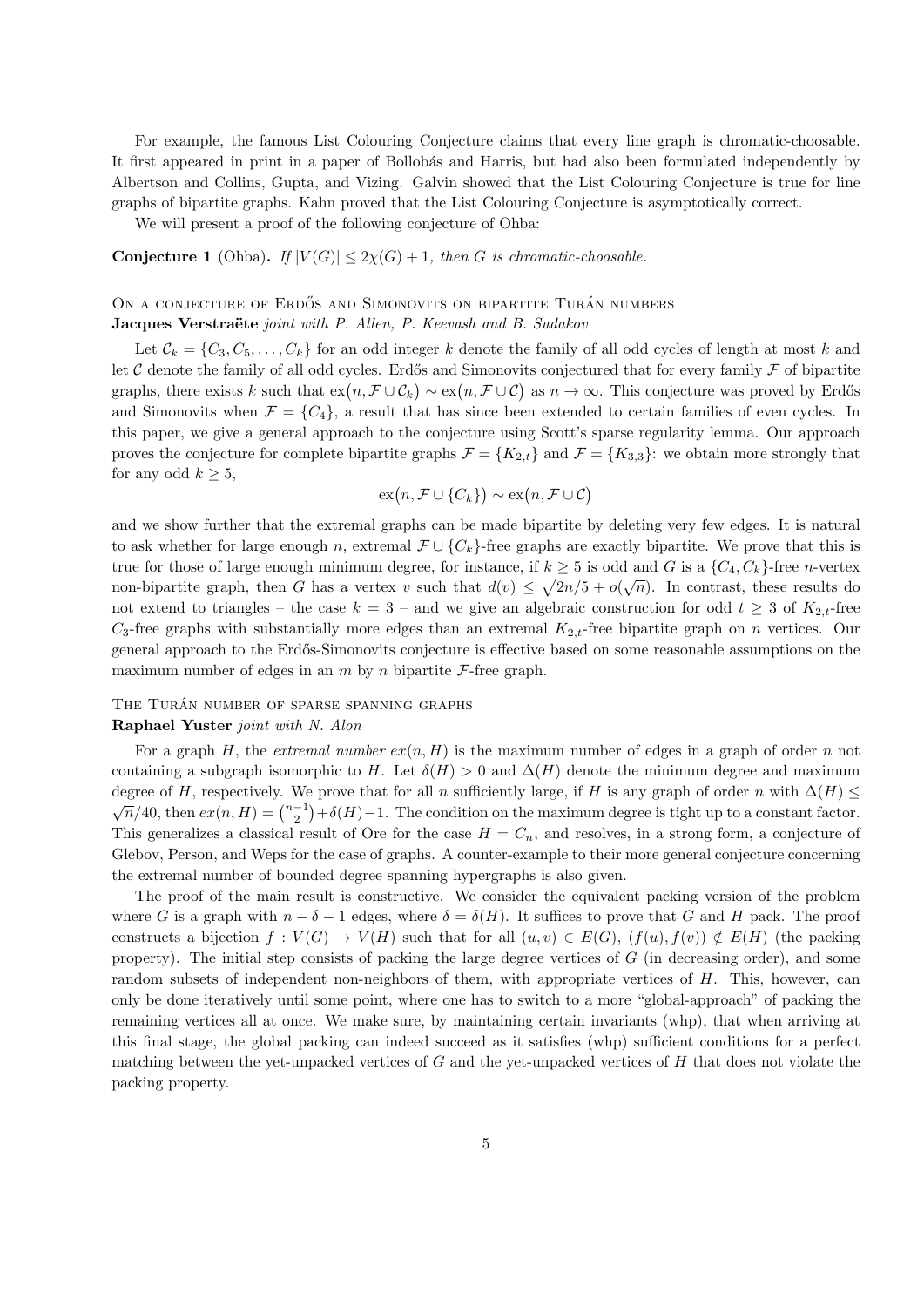For example, the famous List Colouring Conjecture claims that every line graph is chromatic-choosable. It first appeared in print in a paper of Bollobás and Harris, but had also been formulated independently by Albertson and Collins, Gupta, and Vizing. Galvin showed that the List Colouring Conjecture is true for line graphs of bipartite graphs. Kahn proved that the List Colouring Conjecture is asymptotically correct.

We will present a proof of the following conjecture of Ohba:

**Conjecture 1** (Ohba)**.** *If $|V(G)| \leq 2\chi(G) + 1$, then $G$ is chromatic-choosable.*

### On a conjecture of Erdős and Simonovits on bipartite Turán numbers

**Jacques Verstraëte** *joint with P. Allen, P. Keevash and B. Sudakov*

Let $\mathcal{C}_k = \{C_3, C_5, \ldots, C_k\}$ for an odd integer $k$ denote the family of all odd cycles of length at most $k$ and let $\mathcal{C}$ denote the family of all odd cycles. Erdős and Simonovits conjectured that for every family $\mathcal{F}$ of bipartite graphs, there exists $k$ such that $\mathrm{ex}(n, \mathcal{F} \cup \mathcal{C}_k) \sim \mathrm{ex}(n, \mathcal{F} \cup \mathcal{C})$ as $n \to \infty$. This conjecture was proved by Erdős and Simonovits when $\mathcal{F} = \{C_4\}$, a result that has since been extended to certain families of even cycles. In this paper, we give a general approach to the conjecture using Scott's sparse regularity lemma. Our approach proves the conjecture for complete bipartite graphs $\mathcal{F} = \{K_{2,t}\}$ and $\mathcal{F} = \{K_{3,3}\}$: we obtain more strongly that for any odd $k \geq 5$,

$$\mathrm{ex}(n, \mathcal{F} \cup \{C_k\}) \sim \mathrm{ex}(n, \mathcal{F} \cup \mathcal{C})$$

and we show further that the extremal graphs can be made bipartite by deleting very few edges. It is natural to ask whether for large enough $n$, extremal $\mathcal{F} \cup \{C_k\}$-free graphs are exactly bipartite. We prove that this is true for those of large enough minimum degree, for instance, if $k \geq 5$ is odd and $G$ is a $\{C_4, C_k\}$-free $n$-vertex non-bipartite graph, then $G$ has a vertex $v$ such that $d(v) \leq \sqrt{2n/5} + o(\sqrt{n})$. In contrast, these results do not extend to triangles – the case $k = 3$ – and we give an algebraic construction for odd $t \geq 3$ of $K_{2,t}$-free $C_3$-free graphs with substantially more edges than an extremal $K_{2,t}$-free bipartite graph on $n$ vertices. Our general approach to the Erdős-Simonovits conjecture is effective based on some reasonable assumptions on the maximum number of edges in an $m$ by $n$ bipartite $\mathcal{F}$-free graph.

### The Turán number of sparse spanning graphs

**Raphael Yuster** *joint with N. Alon*

For a graph $H$, the *extremal number* $ex(n, H)$ is the maximum number of edges in a graph of order $n$ not containing a subgraph isomorphic to $H$. Let $\delta(H) > 0$ and $\Delta(H)$ denote the minimum degree and maximum degree of $H$, respectively. We prove that for all $n$ sufficiently large, if $H$ is any graph of order $n$ with $\Delta(H) \leq \sqrt{n}/40$, then $ex(n, H) = \binom{n-1}{2} + \delta(H) - 1$. The condition on the maximum degree is tight up to a constant factor. This generalizes a classical result of Ore for the case $H = C_n$, and resolves, in a strong form, a conjecture of Glebov, Person, and Weps for the case of graphs. A counter-example to their more general conjecture concerning the extremal number of bounded degree spanning hypergraphs is also given.

The proof of the main result is constructive. We consider the equivalent packing version of the problem where $G$ is a graph with $n - \delta - 1$ edges, where $\delta = \delta(H)$. It suffices to prove that $G$ and $H$ pack. The proof constructs a bijection $f : V(G) \to V(H)$ such that for all $(u, v) \in E(G)$, $(f(u), f(v)) \notin E(H)$ (the packing property). The initial step consists of packing the large degree vertices of $G$ (in decreasing order), and some random subsets of independent non-neighbors of them, with appropriate vertices of $H$. This, however, can only be done iteratively until some point, where one has to switch to a more "global-approach" of packing the remaining vertices all at once. We make sure, by maintaining certain invariants (whp), that when arriving at this final stage, the global packing can indeed succeed as it satisfies (whp) sufficient conditions for a perfect matching between the yet-unpacked vertices of $G$ and the yet-unpacked vertices of $H$ that does not violate the packing property.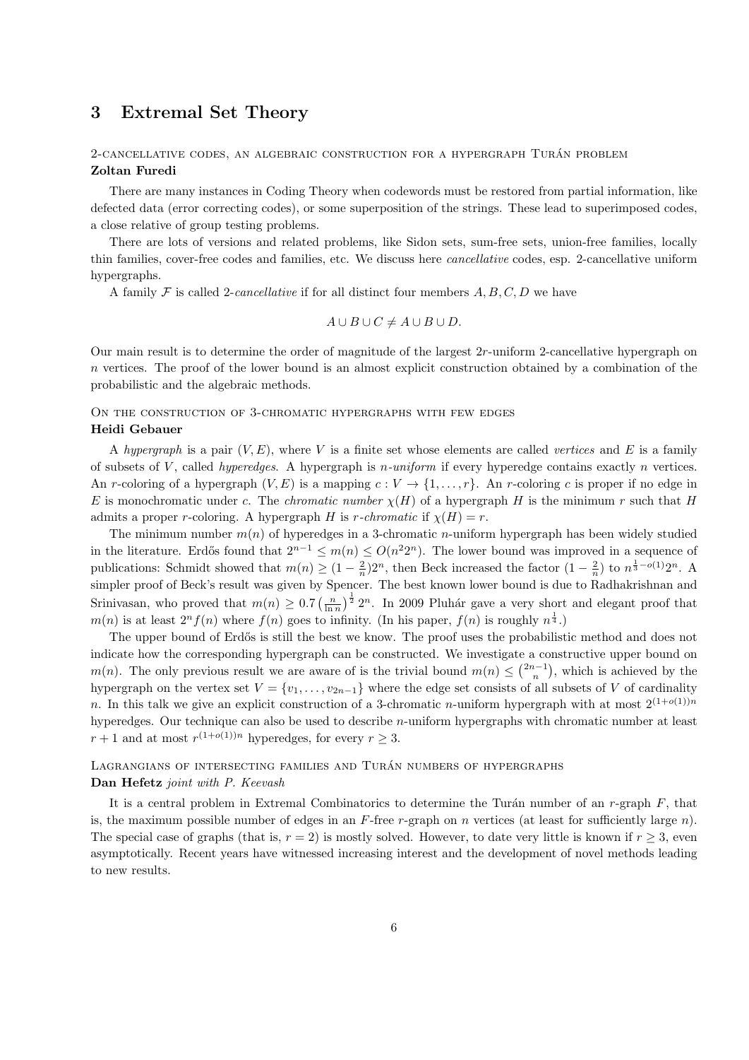## 3 Extremal Set Theory

### 2-cancellative codes, an algebraic construction for a hypergraph Turán problem

**Zoltan Furedi**

There are many instances in Coding Theory when codewords must be restored from partial information, like defected data (error correcting codes), or some superposition of the strings. These lead to superimposed codes, a close relative of group testing problems.

There are lots of versions and related problems, like Sidon sets, sum-free sets, union-free families, locally thin families, cover-free codes and families, etc. We discuss here *cancellative* codes, esp. 2-cancellative uniform hypergraphs.

A family $\mathcal{F}$ is called 2-*cancellative* if for all distinct four members $A, B, C, D$ we have

$$A \cup B \cup C \neq A \cup B \cup D.$$

Our main result is to determine the order of magnitude of the largest $2r$-uniform 2-cancellative hypergraph on $n$ vertices. The proof of the lower bound is an almost explicit construction obtained by a combination of the probabilistic and the algebraic methods.

### On the construction of 3-chromatic hypergraphs with few edges

**Heidi Gebauer**

A *hypergraph* is a pair $(V, E)$, where $V$ is a finite set whose elements are called *vertices* and $E$ is a family of subsets of $V$, called *hyperedges*. A hypergraph is $n$-*uniform* if every hyperedge contains exactly $n$ vertices. An $r$-coloring of a hypergraph $(V, E)$ is a mapping $c : V \to \{1, \ldots, r\}$. An $r$-coloring $c$ is proper if no edge in $E$ is monochromatic under $c$. The *chromatic number* $\chi(H)$ of a hypergraph $H$ is the minimum $r$ such that $H$ admits a proper $r$-coloring. A hypergraph $H$ is $r$-*chromatic* if $\chi(H) = r$.

The minimum number $m(n)$ of hyperedges in a 3-chromatic $n$-uniform hypergraph has been widely studied in the literature. Erdős found that $2^{n-1} \leq m(n) \leq O(n^2 2^n)$. The lower bound was improved in a sequence of publications: Schmidt showed that $m(n) \geq (1 - \frac{2}{n})2^n$, then Beck increased the factor $(1 - \frac{2}{n})$ to $n^{\frac{1}{3} - o(1)} 2^n$. A simpler proof of Beck's result was given by Spencer. The best known lower bound is due to Radhakrishnan and Srinivasan, who proved that $m(n) \geq 0.7 \left(\frac{n}{\ln n}\right)^{\frac{1}{2}} 2^n$. In 2009 Pluhár gave a very short and elegant proof that $m(n)$ is at least $2^n f(n)$ where $f(n)$ goes to infinity. (In his paper, $f(n)$ is roughly $n^{\frac{1}{4}}$.)

The upper bound of Erdős is still the best we know. The proof uses the probabilistic method and does not indicate how the corresponding hypergraph can be constructed. We investigate a constructive upper bound on $m(n)$. The only previous result we are aware of is the trivial bound $m(n) \leq \binom{2n-1}{n}$, which is achieved by the hypergraph on the vertex set $V = \{v_1, \ldots, v_{2n-1}\}$ where the edge set consists of all subsets of $V$ of cardinality $n$. In this talk we give an explicit construction of a 3-chromatic $n$-uniform hypergraph with at most $2^{(1+o(1))n}$ hyperedges. Our technique can also be used to describe $n$-uniform hypergraphs with chromatic number at least $r + 1$ and at most $r^{(1+o(1))n}$ hyperedges, for every $r \geq 3$.

### Lagrangians of intersecting families and Turán numbers of hypergraphs

**Dan Hefetz** *joint with P. Keevash*

It is a central problem in Extremal Combinatorics to determine the Turán number of an $r$-graph $F$, that is, the maximum possible number of edges in an $F$-free $r$-graph on $n$ vertices (at least for sufficiently large $n$). The special case of graphs (that is, $r = 2$) is mostly solved. However, to date very little is known if $r \geq 3$, even asymptotically. Recent years have witnessed increasing interest and the development of novel methods leading to new results.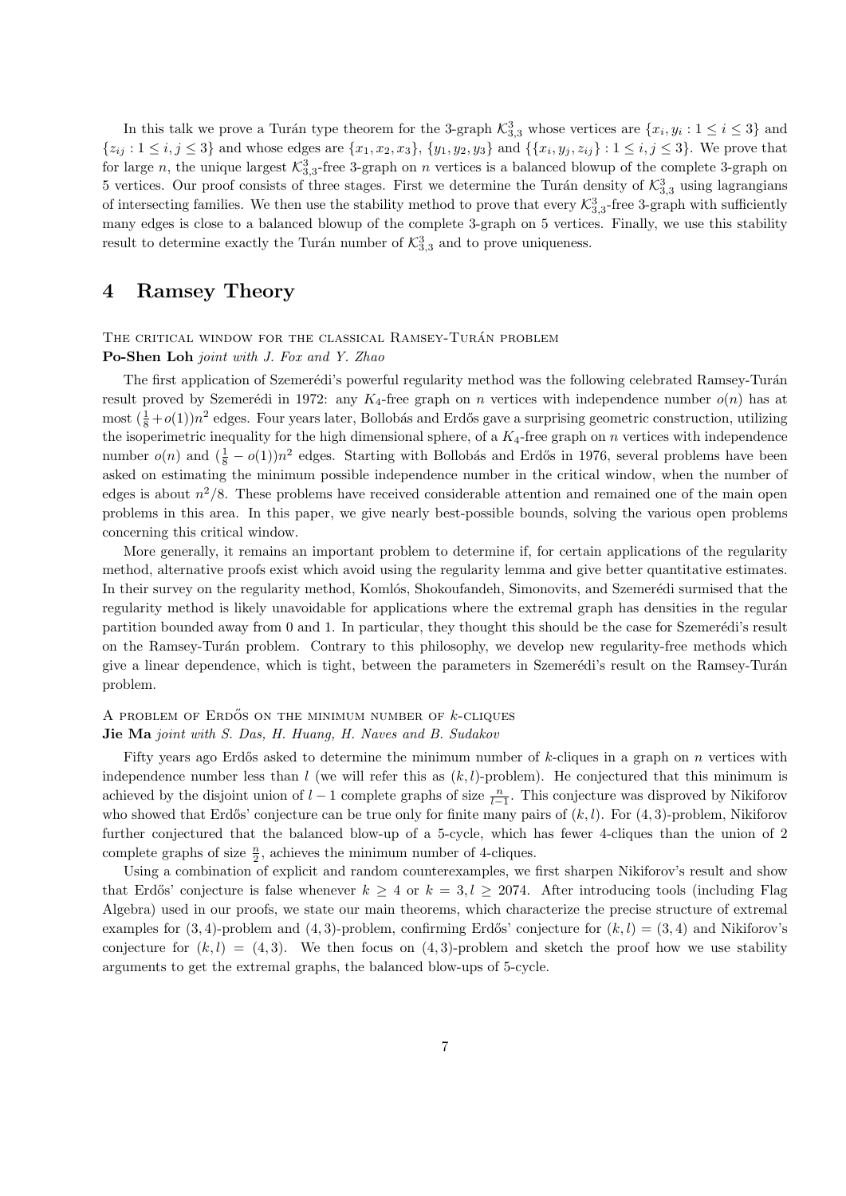In this talk we prove a Turán type theorem for the 3-graph $\mathcal{K}_{3,3}^3$ whose vertices are $\{x_i, y_i : 1 \le i \le 3\}$ and $\{z_{ij} : 1 \le i, j \le 3\}$ and whose edges are $\{x_1, x_2, x_3\}$, $\{y_1, y_2, y_3\}$ and $\{\{x_i, y_j, z_{ij}\} : 1 \le i, j \le 3\}$. We prove that for large $n$, the unique largest $\mathcal{K}_{3,3}^3$-free 3-graph on $n$ vertices is a balanced blowup of the complete 3-graph on 5 vertices. Our proof consists of three stages. First we determine the Turán density of $\mathcal{K}_{3,3}^3$ using lagrangians of intersecting families. We then use the stability method to prove that every $\mathcal{K}_{3,3}^3$-free 3-graph with sufficiently many edges is close to a balanced blowup of the complete 3-graph on 5 vertices. Finally, we use this stability result to determine exactly the Turán number of $\mathcal{K}_{3,3}^3$ and to prove uniqueness.

# 4 Ramsey Theory

The critical window for the classical Ramsey-Turán problem
**Po-Shen Loh** *joint with J. Fox and Y. Zhao*

The first application of Szemerédi's powerful regularity method was the following celebrated Ramsey-Turán result proved by Szemerédi in 1972: any $K_4$-free graph on $n$ vertices with independence number $o(n)$ has at most $(\frac{1}{8} + o(1))n^2$ edges. Four years later, Bollobás and Erdős gave a surprising geometric construction, utilizing the isoperimetric inequality for the high dimensional sphere, of a $K_4$-free graph on $n$ vertices with independence number $o(n)$ and $(\frac{1}{8} - o(1))n^2$ edges. Starting with Bollobás and Erdős in 1976, several problems have been asked on estimating the minimum possible independence number in the critical window, when the number of edges is about $n^2/8$. These problems have received considerable attention and remained one of the main open problems in this area. In this paper, we give nearly best-possible bounds, solving the various open problems concerning this critical window.

More generally, it remains an important problem to determine if, for certain applications of the regularity method, alternative proofs exist which avoid using the regularity lemma and give better quantitative estimates. In their survey on the regularity method, Komlós, Shokoufandeh, Simonovits, and Szemerédi surmised that the regularity method is likely unavoidable for applications where the extremal graph has densities in the regular partition bounded away from 0 and 1. In particular, they thought this should be the case for Szemerédi's result on the Ramsey-Turán problem. Contrary to this philosophy, we develop new regularity-free methods which give a linear dependence, which is tight, between the parameters in Szemerédi's result on the Ramsey-Turán problem.

A problem of Erdős on the minimum number of $k$-cliques
**Jie Ma** *joint with S. Das, H. Huang, H. Naves and B. Sudakov*

Fifty years ago Erdős asked to determine the minimum number of $k$-cliques in a graph on $n$ vertices with independence number less than $l$ (we will refer this as $(k, l)$-problem). He conjectured that this minimum is achieved by the disjoint union of $l - 1$ complete graphs of size $\frac{n}{l-1}$. This conjecture was disproved by Nikiforov who showed that Erdős' conjecture can be true only for finite many pairs of $(k, l)$. For $(4, 3)$-problem, Nikiforov further conjectured that the balanced blow-up of a 5-cycle, which has fewer 4-cliques than the union of 2 complete graphs of size $\frac{n}{2}$, achieves the minimum number of 4-cliques.

Using a combination of explicit and random counterexamples, we first sharpen Nikiforov's result and show that Erdős' conjecture is false whenever $k \ge 4$ or $k = 3, l \ge 2074$. After introducing tools (including Flag Algebra) used in our proofs, we state our main theorems, which characterize the precise structure of extremal examples for $(3, 4)$-problem and $(4, 3)$-problem, confirming Erdős' conjecture for $(k, l) = (3, 4)$ and Nikiforov's conjecture for $(k, l) = (4, 3)$. We then focus on $(4, 3)$-problem and sketch the proof how we use stability arguments to get the extremal graphs, the balanced blow-ups of 5-cycle.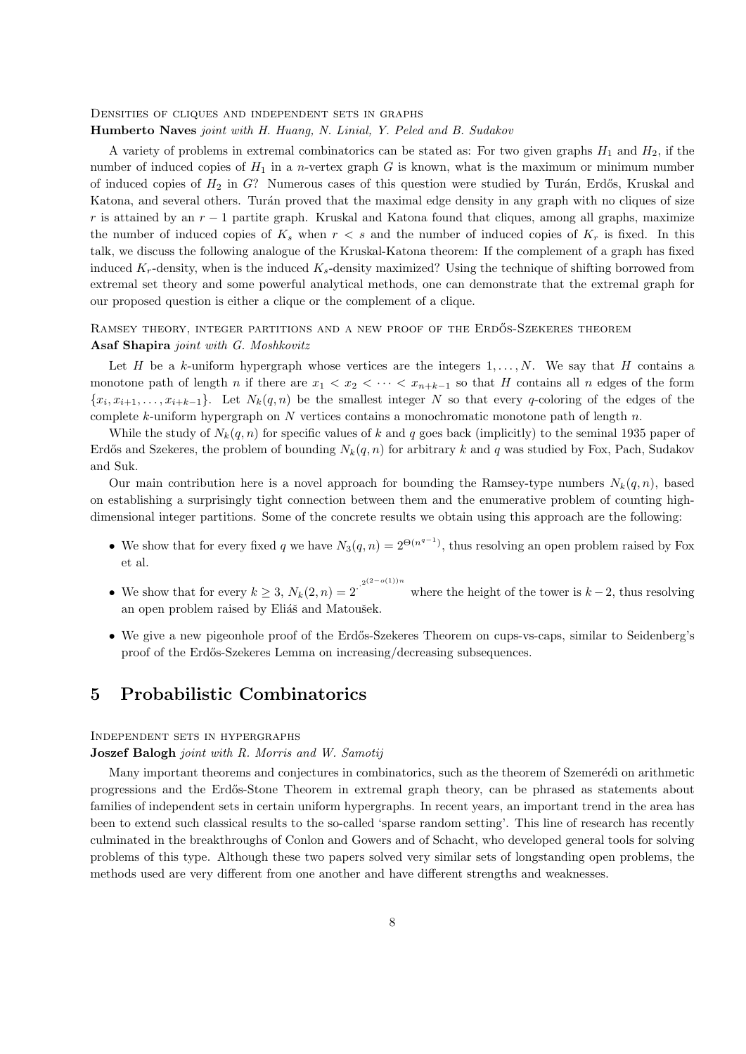Densities of cliques and independent sets in graphs

**Humberto Naves** *joint with H. Huang, N. Linial, Y. Peled and B. Sudakov*

A variety of problems in extremal combinatorics can be stated as: For two given graphs $H_1$ and $H_2$, if the number of induced copies of $H_1$ in a $n$-vertex graph $G$ is known, what is the maximum or minimum number of induced copies of $H_2$ in $G$? Numerous cases of this question were studied by Turán, Erdős, Kruskal and Katona, and several others. Turán proved that the maximal edge density in any graph with no cliques of size $r$ is attained by an $r-1$ partite graph. Kruskal and Katona found that cliques, among all graphs, maximize the number of induced copies of $K_s$ when $r < s$ and the number of induced copies of $K_r$ is fixed. In this talk, we discuss the following analogue of the Kruskal-Katona theorem: If the complement of a graph has fixed induced $K_r$-density, when is the induced $K_s$-density maximized? Using the technique of shifting borrowed from extremal set theory and some powerful analytical methods, one can demonstrate that the extremal graph for our proposed question is either a clique or the complement of a clique.

Ramsey theory, integer partitions and a new proof of the Erdős-Szekeres theorem

**Asaf Shapira** *joint with G. Moshkovitz*

Let $H$ be a $k$-uniform hypergraph whose vertices are the integers $1, \dots, N$. We say that $H$ contains a monotone path of length $n$ if there are $x_1 < x_2 < \cdots < x_{n+k-1}$ so that $H$ contains all $n$ edges of the form $\{x_i, x_{i+1}, \dots, x_{i+k-1}\}$. Let $N_k(q,n)$ be the smallest integer $N$ so that every $q$-coloring of the edges of the complete $k$-uniform hypergraph on $N$ vertices contains a monochromatic monotone path of length $n$.

While the study of $N_k(q,n)$ for specific values of $k$ and $q$ goes back (implicitly) to the seminal 1935 paper of Erdős and Szekeres, the problem of bounding $N_k(q,n)$ for arbitrary $k$ and $q$ was studied by Fox, Pach, Sudakov and Suk.

Our main contribution here is a novel approach for bounding the Ramsey-type numbers $N_k(q,n)$, based on establishing a surprisingly tight connection between them and the enumerative problem of counting high-dimensional integer partitions. Some of the concrete results we obtain using this approach are the following:

- We show that for every fixed $q$ we have $N_3(q,n) = 2^{\Theta(n^{q-1})}$, thus resolving an open problem raised by Fox et al.
- We show that for every $k \geq 3$, $N_k(2,n) = 2^{\cdot^{\cdot^{2^{(2-o(1))n}}}}$ where the height of the tower is $k-2$, thus resolving an open problem raised by Eliáš and Matoušek.
- We give a new pigeonhole proof of the Erdős-Szekeres Theorem on cups-vs-caps, similar to Seidenberg's proof of the Erdős-Szekeres Lemma on increasing/decreasing subsequences.

# 5 Probabilistic Combinatorics

Independent sets in hypergraphs

**Joszef Balogh** *joint with R. Morris and W. Samotij*

Many important theorems and conjectures in combinatorics, such as the theorem of Szemerédi on arithmetic progressions and the Erdős-Stone Theorem in extremal graph theory, can be phrased as statements about families of independent sets in certain uniform hypergraphs. In recent years, an important trend in the area has been to extend such classical results to the so-called 'sparse random setting'. This line of research has recently culminated in the breakthroughs of Conlon and Gowers and of Schacht, who developed general tools for solving problems of this type. Although these two papers solved very similar sets of longstanding open problems, the methods used are very different from one another and have different strengths and weaknesses.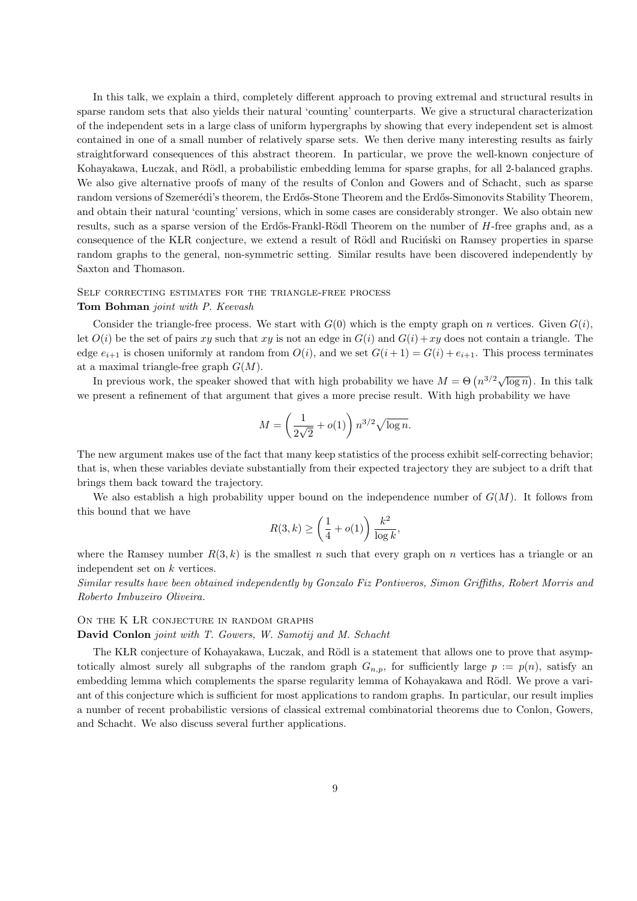In this talk, we explain a third, completely different approach to proving extremal and structural results in sparse random sets that also yields their natural 'counting' counterparts. We give a structural characterization of the independent sets in a large class of uniform hypergraphs by showing that every independent set is almost contained in one of a small number of relatively sparse sets. We then derive many interesting results as fairly straightforward consequences of this abstract theorem. In particular, we prove the well-known conjecture of Kohayakawa, Łuczak, and Rödl, a probabilistic embedding lemma for sparse graphs, for all 2-balanced graphs. We also give alternative proofs of many of the results of Conlon and Gowers and of Schacht, such as sparse random versions of Szemerédi's theorem, the Erdős-Stone Theorem and the Erdős-Simonovits Stability Theorem, and obtain their natural 'counting' versions, which in some cases are considerably stronger. We also obtain new results, such as a sparse version of the Erdős-Frankl-Rödl Theorem on the number of $H$-free graphs and, as a consequence of the KŁR conjecture, we extend a result of Rödl and Ruciński on Ramsey properties in sparse random graphs to the general, non-symmetric setting. Similar results have been discovered independently by Saxton and Thomason.

### Self correcting estimates for the triangle-free process

**Tom Bohman** *joint with P. Keevash*

Consider the triangle-free process. We start with $G(0)$ which is the empty graph on $n$ vertices. Given $G(i)$, let $O(i)$ be the set of pairs $xy$ such that $xy$ is not an edge in $G(i)$ and $G(i)+xy$ does not contain a triangle. The edge $e_{i+1}$ is chosen uniformly at random from $O(i)$, and we set $G(i+1) = G(i) + e_{i+1}$. This process terminates at a maximal triangle-free graph $G(M)$.

In previous work, the speaker showed that with high probability we have $M = \Theta\left(n^{3/2}\sqrt{\log n}\right)$. In this talk we present a refinement of that argument that gives a more precise result. With high probability we have

$$M = \left(\frac{1}{2\sqrt{2}} + o(1)\right) n^{3/2}\sqrt{\log n}.$$

The new argument makes use of the fact that many keep statistics of the process exhibit self-correcting behavior; that is, when these variables deviate substantially from their expected trajectory they are subject to a drift that brings them back toward the trajectory.

We also establish a high probability upper bound on the independence number of $G(M)$. It follows from this bound that we have

$$R(3,k) \geq \left(\frac{1}{4} + o(1)\right)\frac{k^2}{\log k},$$

where the Ramsey number $R(3,k)$ is the smallest $n$ such that every graph on $n$ vertices has a triangle or an independent set on $k$ vertices.

*Similar results have been obtained independently by Gonzalo Fiz Pontiveros, Simon Griffiths, Robert Morris and Roberto Imbuzeiro Oliveira.*

### On the K ŁR conjecture in random graphs

**David Conlon** *joint with T. Gowers, W. Samotij and M. Schacht*

The KŁR conjecture of Kohayakawa, Łuczak, and Rödl is a statement that allows one to prove that asymptotically almost surely all subgraphs of the random graph $G_{n,p}$, for sufficiently large $p := p(n)$, satisfy an embedding lemma which complements the sparse regularity lemma of Kohayakawa and Rödl. We prove a variant of this conjecture which is sufficient for most applications to random graphs. In particular, our result implies a number of recent probabilistic versions of classical extremal combinatorial theorems due to Conlon, Gowers, and Schacht. We also discuss several further applications.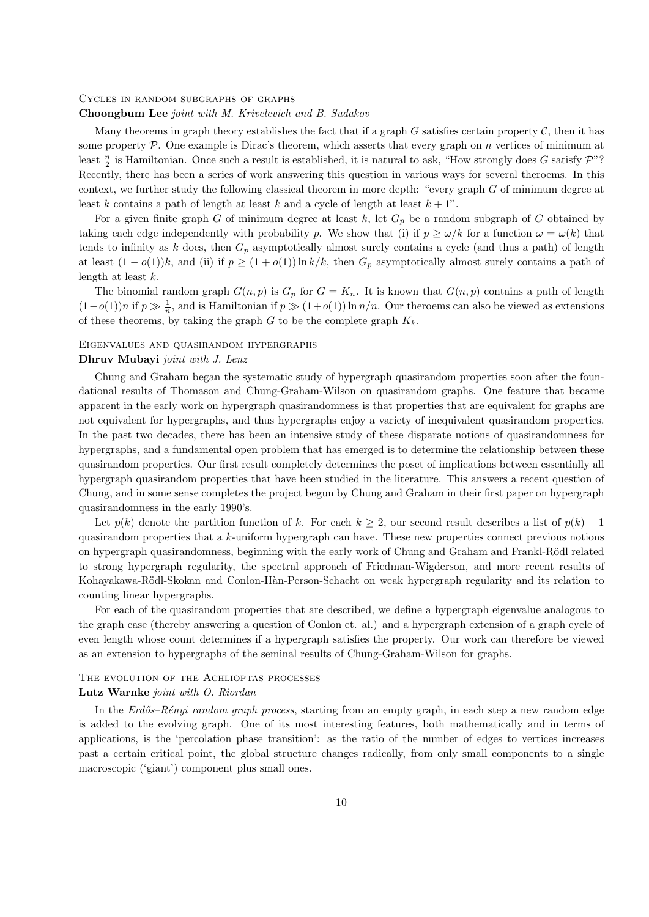### Cycles in random subgraphs of graphs

**Choongbum Lee** *joint with M. Krivelevich and B. Sudakov*

Many theorems in graph theory establishes the fact that if a graph $G$ satisfies certain property $\mathcal{C}$, then it has some property $\mathcal{P}$. One example is Dirac's theorem, which asserts that every graph on $n$ vertices of minimum at least $\frac{n}{2}$ is Hamiltonian. Once such a result is established, it is natural to ask, "How strongly does $G$ satisfy $\mathcal{P}$"? Recently, there has been a series of work answering this question in various ways for several theroems. In this context, we further study the following classical theorem in more depth: "every graph $G$ of minimum degree at least $k$ contains a path of length at least $k$ and a cycle of length at least $k+1$".

For a given finite graph $G$ of minimum degree at least $k$, let $G_p$ be a random subgraph of $G$ obtained by taking each edge independently with probability $p$. We show that (i) if $p \geq \omega/k$ for a function $\omega = \omega(k)$ that tends to infinity as $k$ does, then $G_p$ asymptotically almost surely contains a cycle (and thus a path) of length at least $(1-o(1))k$, and (ii) if $p \geq (1+o(1))\ln k/k$, then $G_p$ asymptotically almost surely contains a path of length at least $k$.

The binomial random graph $G(n,p)$ is $G_p$ for $G = K_n$. It is known that $G(n,p)$ contains a path of length $(1-o(1))n$ if $p \gg \frac{1}{n}$, and is Hamiltonian if $p \gg (1+o(1))\ln n/n$. Our theroems can also be viewed as extensions of these theorems, by taking the graph $G$ to be the complete graph $K_k$.

### Eigenvalues and quasirandom hypergraphs

**Dhruv Mubayi** *joint with J. Lenz*

Chung and Graham began the systematic study of hypergraph quasirandom properties soon after the foundational results of Thomason and Chung-Graham-Wilson on quasirandom graphs. One feature that became apparent in the early work on hypergraph quasirandomness is that properties that are equivalent for graphs are not equivalent for hypergraphs, and thus hypergraphs enjoy a variety of inequivalent quasirandom properties. In the past two decades, there has been an intensive study of these disparate notions of quasirandomness for hypergraphs, and a fundamental open problem that has emerged is to determine the relationship between these quasirandom properties. Our first result completely determines the poset of implications between essentially all hypergraph quasirandom properties that have been studied in the literature. This answers a recent question of Chung, and in some sense completes the project begun by Chung and Graham in their first paper on hypergraph quasirandomness in the early 1990's.

Let $p(k)$ denote the partition function of $k$. For each $k \geq 2$, our second result describes a list of $p(k)-1$ quasirandom properties that a $k$-uniform hypergraph can have. These new properties connect previous notions on hypergraph quasirandomness, beginning with the early work of Chung and Graham and Frankl-Rödl related to strong hypergraph regularity, the spectral approach of Friedman-Wigderson, and more recent results of Kohayakawa-Rödl-Skokan and Conlon-Hàn-Person-Schacht on weak hypergraph regularity and its relation to counting linear hypergraphs.

For each of the quasirandom properties that are described, we define a hypergraph eigenvalue analogous to the graph case (thereby answering a question of Conlon et. al.) and a hypergraph extension of a graph cycle of even length whose count determines if a hypergraph satisfies the property. Our work can therefore be viewed as an extension to hypergraphs of the seminal results of Chung-Graham-Wilson for graphs.

### The evolution of the Achlioptas processes

**Lutz Warnke** *joint with O. Riordan*

In the *Erdős–Rényi random graph process*, starting from an empty graph, in each step a new random edge is added to the evolving graph. One of its most interesting features, both mathematically and in terms of applications, is the 'percolation phase transition': as the ratio of the number of edges to vertices increases past a certain critical point, the global structure changes radically, from only small components to a single macroscopic ('giant') component plus small ones.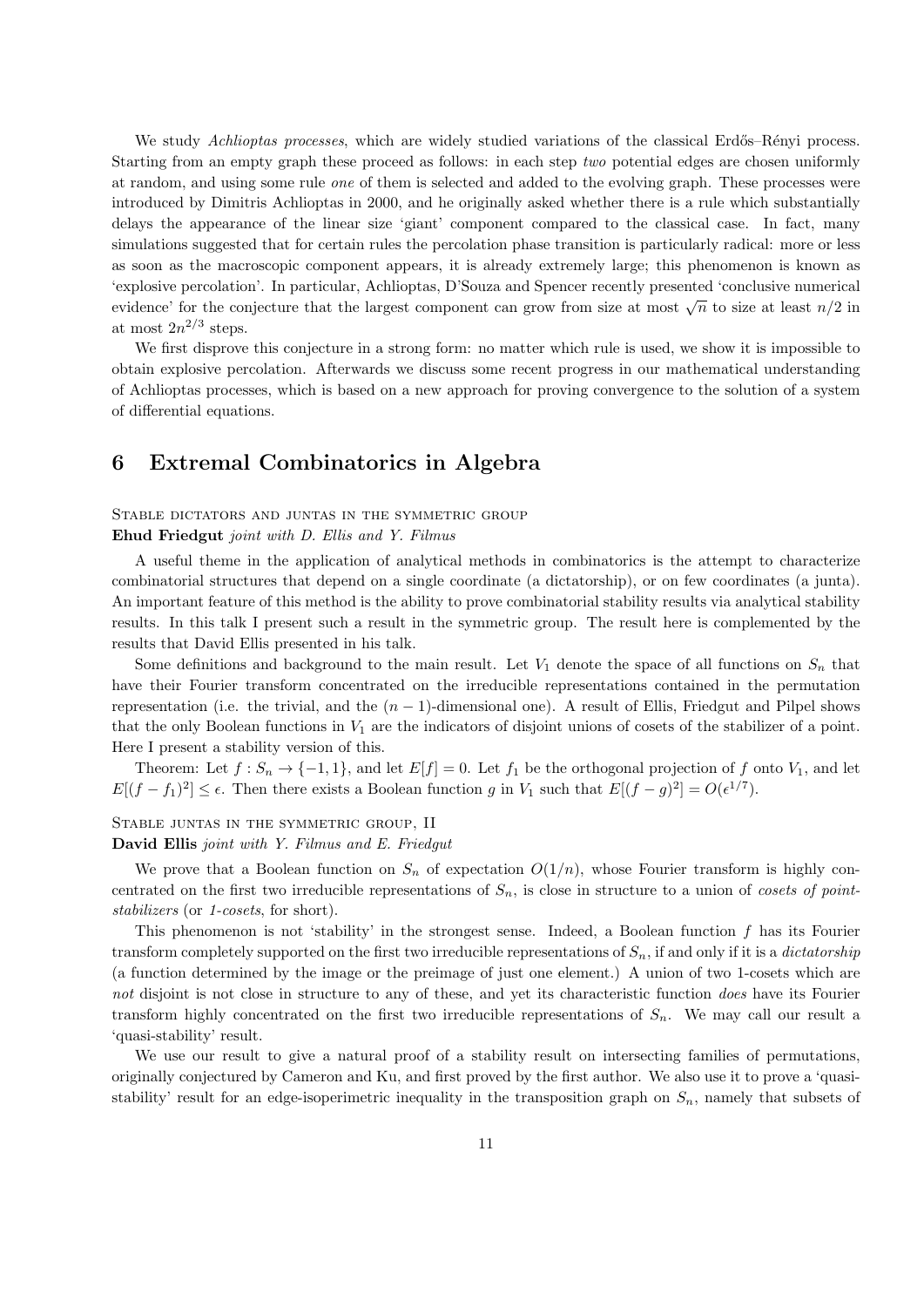We study *Achlioptas processes*, which are widely studied variations of the classical Erdős–Rényi process. Starting from an empty graph these proceed as follows: in each step *two* potential edges are chosen uniformly at random, and using some rule *one* of them is selected and added to the evolving graph. These processes were introduced by Dimitris Achlioptas in 2000, and he originally asked whether there is a rule which substantially delays the appearance of the linear size 'giant' component compared to the classical case. In fact, many simulations suggested that for certain rules the percolation phase transition is particularly radical: more or less as soon as the macroscopic component appears, it is already extremely large; this phenomenon is known as 'explosive percolation'. In particular, Achlioptas, D'Souza and Spencer recently presented 'conclusive numerical evidence' for the conjecture that the largest component can grow from size at most $\sqrt{n}$ to size at least $n/2$ in at most $2n^{2/3}$ steps.

We first disprove this conjecture in a strong form: no matter which rule is used, we show it is impossible to obtain explosive percolation. Afterwards we discuss some recent progress in our mathematical understanding of Achlioptas processes, which is based on a new approach for proving convergence to the solution of a system of differential equations.

# 6 Extremal Combinatorics in Algebra

Stable dictators and juntas in the symmetric group

**Ehud Friedgut** *joint with D. Ellis and Y. Filmus*

A useful theme in the application of analytical methods in combinatorics is the attempt to characterize combinatorial structures that depend on a single coordinate (a dictatorship), or on few coordinates (a junta). An important feature of this method is the ability to prove combinatorial stability results via analytical stability results. In this talk I present such a result in the symmetric group. The result here is complemented by the results that David Ellis presented in his talk.

Some definitions and background to the main result. Let $V_1$ denote the space of all functions on $S_n$ that have their Fourier transform concentrated on the irreducible representations contained in the permutation representation (i.e. the trivial, and the $(n-1)$-dimensional one). A result of Ellis, Friedgut and Pilpel shows that the only Boolean functions in $V_1$ are the indicators of disjoint unions of cosets of the stabilizer of a point. Here I present a stability version of this.

Theorem: Let $f : S_n \to \{-1, 1\}$, and let $E[f] = 0$. Let $f_1$ be the orthogonal projection of $f$ onto $V_1$, and let $E[(f - f_1)^2] \leq \epsilon$. Then there exists a Boolean function $g$ in $V_1$ such that $E[(f - g)^2] = O(\epsilon^{1/7})$.

Stable juntas in the symmetric group, II

**David Ellis** *joint with Y. Filmus and E. Friedgut*

We prove that a Boolean function on $S_n$ of expectation $O(1/n)$, whose Fourier transform is highly concentrated on the first two irreducible representations of $S_n$, is close in structure to a union of *cosets of point-stabilizers* (or *1-cosets*, for short).

This phenomenon is not 'stability' in the strongest sense. Indeed, a Boolean function $f$ has its Fourier transform completely supported on the first two irreducible representations of $S_n$, if and only if it is a *dictatorship* (a function determined by the image or the preimage of just one element.) A union of two 1-cosets which are *not* disjoint is not close in structure to any of these, and yet its characteristic function *does* have its Fourier transform highly concentrated on the first two irreducible representations of $S_n$. We may call our result a 'quasi-stability' result.

We use our result to give a natural proof of a stability result on intersecting families of permutations, originally conjectured by Cameron and Ku, and first proved by the first author. We also use it to prove a 'quasi-stability' result for an edge-isoperimetric inequality in the transposition graph on $S_n$, namely that subsets of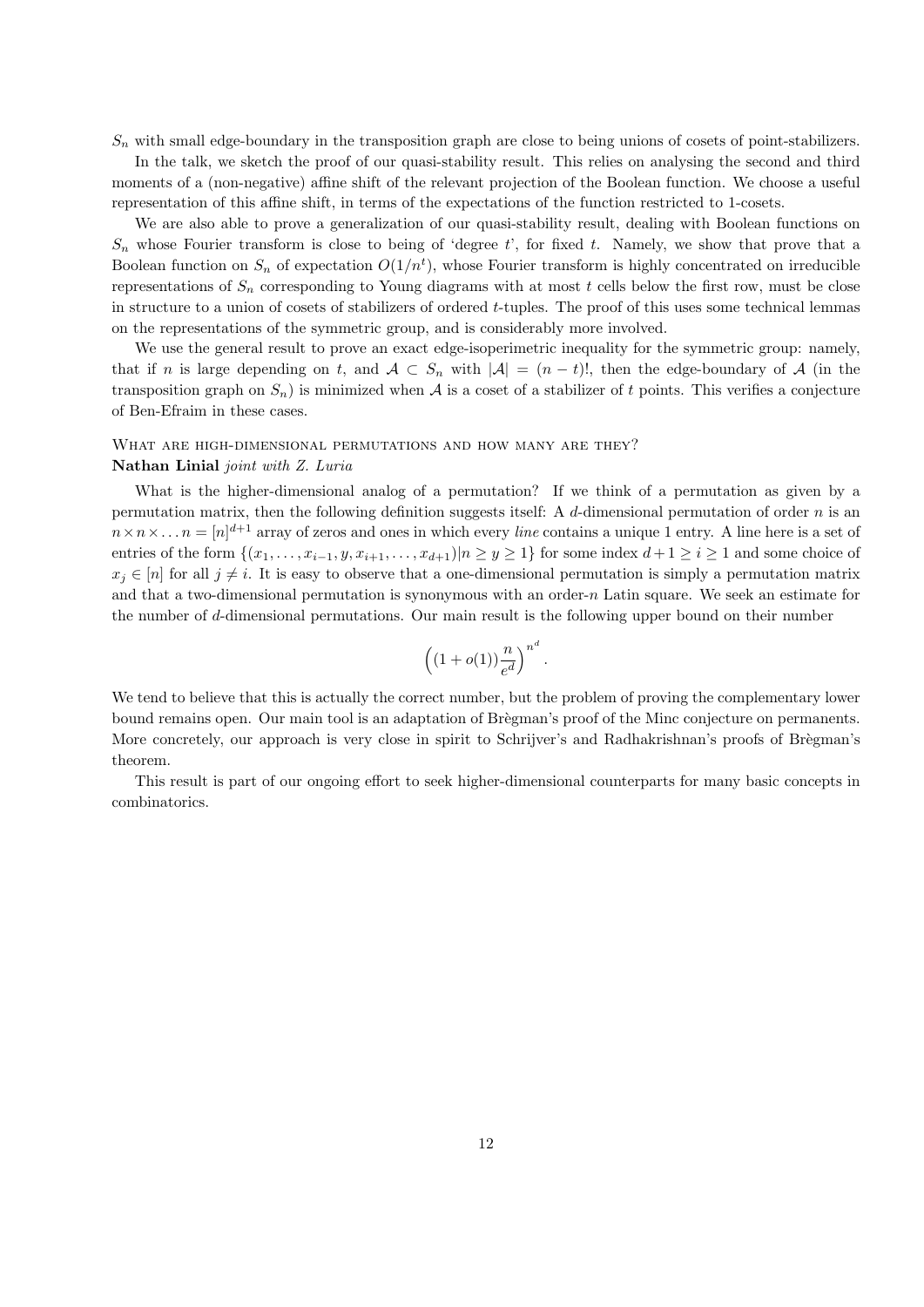$S_n$ with small edge-boundary in the transposition graph are close to being unions of cosets of point-stabilizers.

In the talk, we sketch the proof of our quasi-stability result. This relies on analysing the second and third moments of a (non-negative) affine shift of the relevant projection of the Boolean function. We choose a useful representation of this affine shift, in terms of the expectations of the function restricted to 1-cosets.

We are also able to prove a generalization of our quasi-stability result, dealing with Boolean functions on $S_n$ whose Fourier transform is close to being of 'degree $t$', for fixed $t$. Namely, we show that prove that a Boolean function on $S_n$ of expectation $O(1/n^t)$, whose Fourier transform is highly concentrated on irreducible representations of $S_n$ corresponding to Young diagrams with at most $t$ cells below the first row, must be close in structure to a union of cosets of stabilizers of ordered $t$-tuples. The proof of this uses some technical lemmas on the representations of the symmetric group, and is considerably more involved.

We use the general result to prove an exact edge-isoperimetric inequality for the symmetric group: namely, that if $n$ is large depending on $t$, and $\mathcal{A} \subset S_n$ with $|\mathcal{A}| = (n-t)!$, then the edge-boundary of $\mathcal{A}$ (in the transposition graph on $S_n$) is minimized when $\mathcal{A}$ is a coset of a stabilizer of $t$ points. This verifies a conjecture of Ben-Efraim in these cases.

### What are high-dimensional permutations and how many are they?

**Nathan Linial** *joint with Z. Luria*

What is the higher-dimensional analog of a permutation? If we think of a permutation as given by a permutation matrix, then the following definition suggests itself: A $d$-dimensional permutation of order $n$ is an $n \times n \times \ldots n = [n]^{d+1}$ array of zeros and ones in which every *line* contains a unique 1 entry. A line here is a set of entries of the form $\{(x_1, \ldots, x_{i-1}, y, x_{i+1}, \ldots, x_{d+1}) | n \geq y \geq 1\}$ for some index $d+1 \geq i \geq 1$ and some choice of $x_j \in [n]$ for all $j \neq i$. It is easy to observe that a one-dimensional permutation is simply a permutation matrix and that a two-dimensional permutation is synonymous with an order-$n$ Latin square. We seek an estimate for the number of $d$-dimensional permutations. Our main result is the following upper bound on their number

$$\left((1 + o(1))\frac{n}{e^d}\right)^{n^d}.$$

We tend to believe that this is actually the correct number, but the problem of proving the complementary lower bound remains open. Our main tool is an adaptation of Brègman's proof of the Minc conjecture on permanents. More concretely, our approach is very close in spirit to Schrijver's and Radhakrishnan's proofs of Brègman's theorem.

This result is part of our ongoing effort to seek higher-dimensional counterparts for many basic concepts in combinatorics.